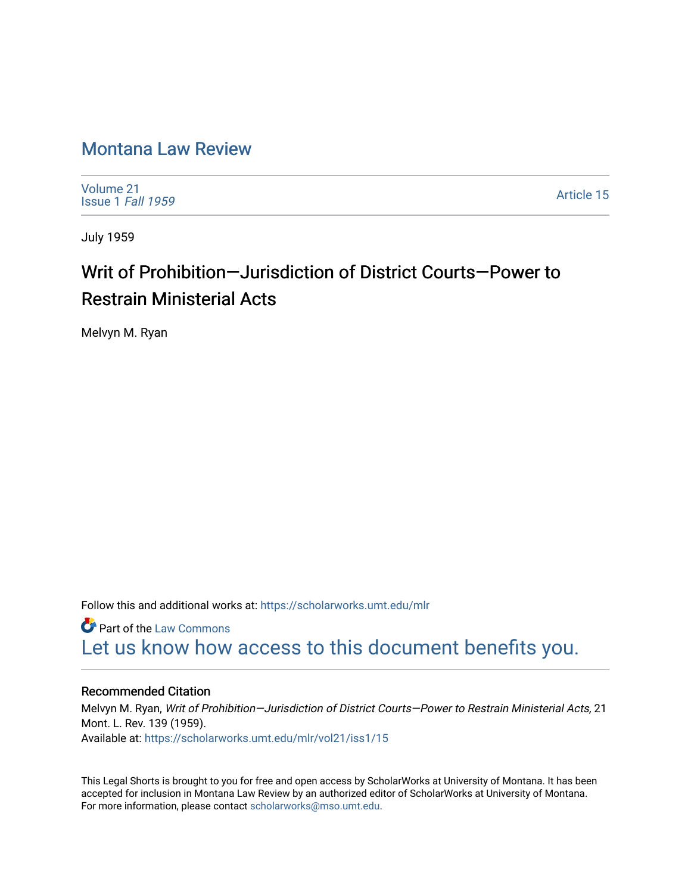# Montana Law Review

Volume 21
Issue 1 *Fall 1959*

Article 15

July 1959

## Writ of Prohibition—Jurisdiction of District Courts—Power to Restrain Ministerial Acts

Melvyn M. Ryan

Follow this and additional works at: https://scholarworks.umt.edu/mlr

Part of the Law Commons

Let us know how access to this document benefits you.

### Recommended Citation

Melvyn M. Ryan, *Writ of Prohibition—Jurisdiction of District Courts—Power to Restrain Ministerial Acts,* 21 Mont. L. Rev. 139 (1959).
Available at: https://scholarworks.umt.edu/mlr/vol21/iss1/15

This Legal Shorts is brought to you for free and open access by ScholarWorks at University of Montana. It has been accepted for inclusion in Montana Law Review by an authorized editor of ScholarWorks at University of Montana. For more information, please contact scholarworks@mso.umt.edu.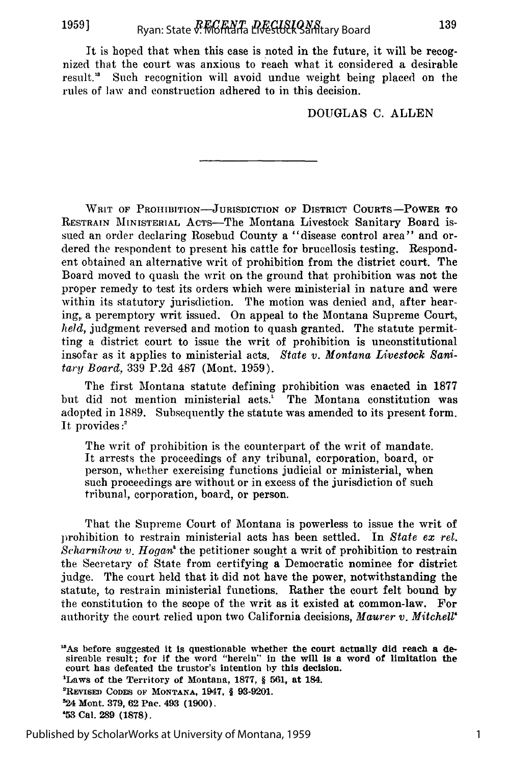It is hoped that when this case is noted in the future, it will be recognized that the court was anxious to reach what it considered a desirable result.[18] Such recognition will avoid undue weight being placed on the rules of law and construction adhered to in this decision.

DOUGLAS C. ALLEN

---

WRIT OF PROHIBITION—JURISDICTION OF DISTRICT COURTS—POWER TO RESTRAIN MINISTERIAL ACTS—The Montana Livestock Sanitary Board issued an order declaring Rosebud County a "disease control area" and ordered the respondent to present his cattle for brucellosis testing. Respondent obtained an alternative writ of prohibition from the district court. The Board moved to quash the writ on the ground that prohibition was not the proper remedy to test its orders which were ministerial in nature and were within its statutory jurisdiction. The motion was denied and, after hearing, a peremptory writ issued. On appeal to the Montana Supreme Court, *held*, judgment reversed and motion to quash granted. The statute permitting a district court to issue the writ of prohibition is unconstitutional insofar as it applies to ministerial acts. *State v. Montana Livestock Sanitary Board*, 339 P.2d 487 (Mont. 1959).

The first Montana statute defining prohibition was enacted in 1877 but did not mention ministerial acts.[1] The Montana constitution was adopted in 1889. Subsequently the statute was amended to its present form. It provides:[2]

> The writ of prohibition is the counterpart of the writ of mandate. It arrests the proceedings of any tribunal, corporation, board, or person, whether exercising functions judicial or ministerial, when such proceedings are without or in excess of the jurisdiction of such tribunal, corporation, board, or person.

That the Supreme Court of Montana is powerless to issue the writ of prohibition to restrain ministerial acts has been settled. In *State ex rel. Scharnikow v. Hogan*[3] the petitioner sought a writ of prohibition to restrain the Secretary of State from certifying a Democratic nominee for district judge. The court held that it did not have the power, notwithstanding the statute, to restrain ministerial functions. Rather the court felt bound by the constitution to the scope of the writ as it existed at common-law. For authority the court relied upon two California decisions, *Maurer v. Mitchell*[4]

[18] As before suggested it is questionable whether the court actually did reach a desireable result; for if the word "herein" in the will is a word of limitation the court has defeated the trustor's intention by this decision.

[1] Laws of the Territory of Montana, 1877, § 561, at 184.

[2] REVISED CODES OF MONTANA, 1947, § 93-9201.

[3] 24 Mont. 379, 62 Pac. 493 (1900).

[4] 53 Cal. 289 (1878).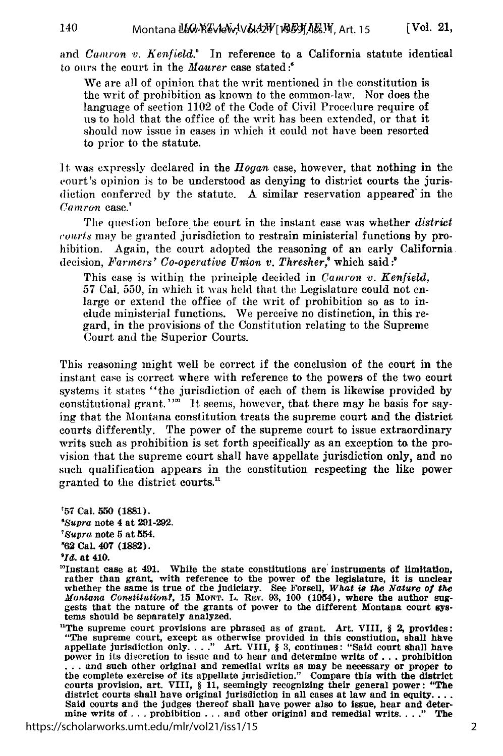and *Camron v. Kenfield.*[5] In reference to a California statute identical to ours the court in the *Maurer* case stated:[6]

> We are all of opinion that the writ mentioned in the constitution is the writ of prohibition as known to the common-law. Nor does the language of section 1102 of the Code of Civil Procedure require of us to hold that the office of the writ has been extended, or that it should now issue in cases in which it could not have been resorted to prior to the statute.

It was expressly declared in the *Hogan* case, however, that nothing in the court's opinion is to be understood as denying to district courts the jurisdiction conferred by the statute. A similar reservation appeared in the *Camron* case.[7]

The question before the court in the instant case was whether *district courts* may be granted jurisdiction to restrain ministerial functions by prohibition. Again, the court adopted the reasoning of an early California decision, *Farmers' Co-operative Union v. Thresher,*[8] which said:[9]

> This case is within the principle decided in *Camron v. Kenfield*, 57 Cal. 550, in which it was held that the Legislature could not enlarge or extend the office of the writ of prohibition so as to include ministerial functions. We perceive no distinction, in this regard, in the provisions of the Constitution relating to the Supreme Court and the Superior Courts.

This reasoning might well be correct if the conclusion of the court in the instant case is correct where with reference to the powers of the two court systems it states "the jurisdiction of each of them is likewise provided by constitutional grant."[10] It seems, however, that there may be basis for saying that the Montana constitution treats the supreme court and the district courts differently. The power of the supreme court to issue extraordinary writs such as prohibition is set forth specifically as an exception to the provision that the supreme court shall have appellate jurisdiction only, and no such qualification appears in the constitution respecting the like power granted to the district courts.[11]

---

[5]57 Cal. 550 (1881).

[6]*Supra* note 4 at 291-292.

[7]*Supra* note 5 at 554.

[8]62 Cal. 407 (1882).

[9]*Id.* at 410.

[10]Instant case at 491. While the state constitutions are instruments of limitation, rather than grant, with reference to the power of the legislature, it is unclear whether the same is true of the judiciary. See Forsell, *What is the Nature of the Montana Constitution?*, 15 MONT. L. REV. 93, 100 (1954), where the author suggests that the nature of the grants of power to the different Montana court systems should be separately analyzed.

[11]The supreme court provisions are phrased as of grant. Art. VIII, § 2, provides: "The supreme court, except as otherwise provided in this constiution, shall have appellate jurisdiction only. . . ." Art. VIII, § 3, continues: "Said court shall have power in its discretion to issue and to hear and determine writs of . . . prohibition . . . and such other original and remedial writs as may be necessary or proper to the complete exercise of its appellate jurisdiction." Compare this with the district courts provision, art. VIII, § 11, seemingly recognizing their general power: "The district courts shall have original jurisdiction in all cases at law and in equity. . . . Said courts and the judges thereof shall have power also to issue, hear and determine writs of . . . prohibition . . . and other original and remedial writs. . . ." The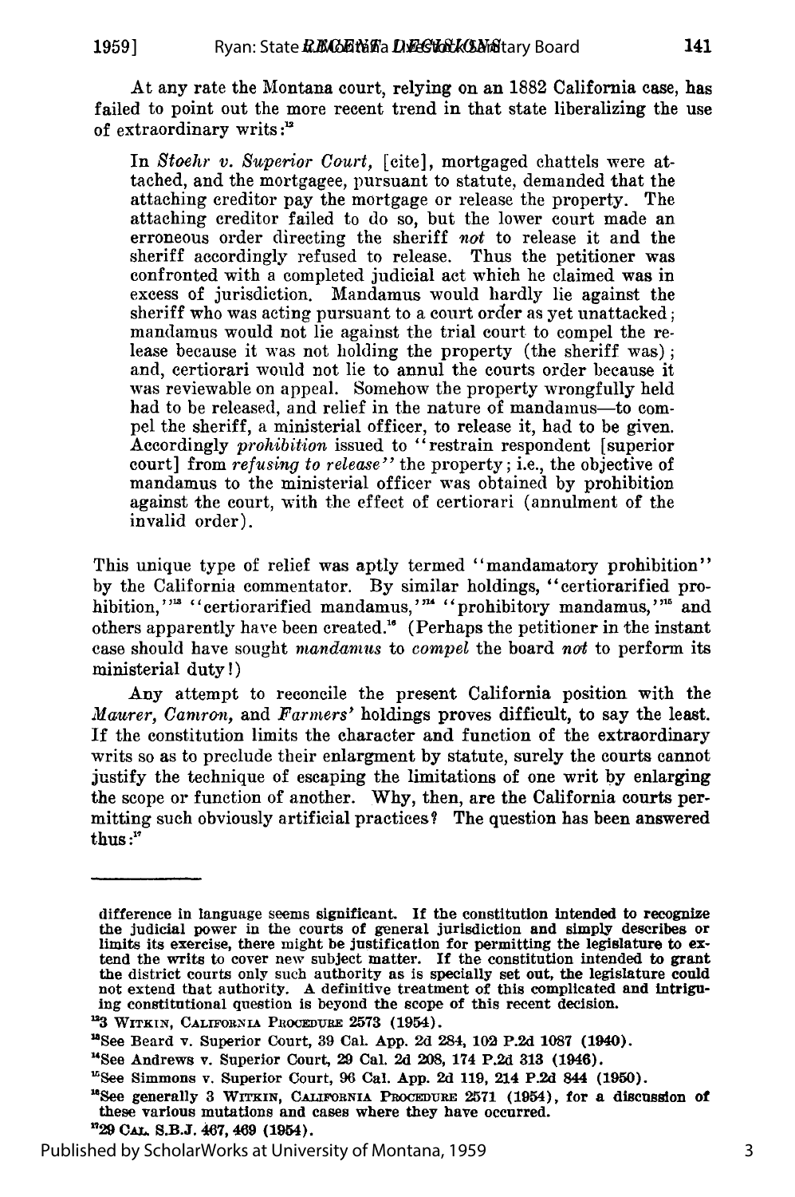At any rate the Montana court, relying on an 1882 California case, has failed to point out the more recent trend in that state liberalizing the use of extraordinary writs:[12]

> In *Stoehr v. Superior Court*, [cite], mortgaged chattels were attached, and the mortgagee, pursuant to statute, demanded that the attaching creditor pay the mortgage or release the property. The attaching creditor failed to do so, but the lower court made an erroneous order directing the sheriff *not* to release it and the sheriff accordingly refused to release. Thus the petitioner was confronted with a completed judicial act which he claimed was in excess of jurisdiction. Mandamus would hardly lie against the sheriff who was acting pursuant to a court order as yet unattacked; mandamus would not lie against the trial court to compel the release because it was not holding the property (the sheriff was); and, certiorari would not lie to annul the courts order because it was reviewable on appeal. Somehow the property wrongfully held had to be released, and relief in the nature of mandamus—to compel the sheriff, a ministerial officer, to release it, had to be given. Accordingly *prohibition* issued to "restrain respondent [superior court] from *refusing to release*" the property; i.e., the objective of mandamus to the ministerial officer was obtained by prohibition against the court, with the effect of certiorari (annulment of the invalid order).

This unique type of relief was aptly termed "mandamatory prohibition" by the California commentator. By similar holdings, "certiorarified prohibition,"[13] "certiorarified mandamus,"[14] "prohibitory mandamus,"[15] and others apparently have been created.[16] (Perhaps the petitioner in the instant case should have sought *mandamus* to *compel* the board *not* to perform its ministerial duty!)

Any attempt to reconcile the present California position with the *Maurer*, *Camron*, and *Farmers'* holdings proves difficult, to say the least. If the constitution limits the character and function of the extraordinary writs so as to preclude their enlargment by statute, surely the courts cannot justify the technique of escaping the limitations of one writ by enlarging the scope or function of another. Why, then, are the California courts permitting such obviously artificial practices? The question has been answered thus:[17]

---

difference in language seems significant. If the constitution intended to recognize the judicial power in the courts of general jurisdiction and simply describes or limits its exercise, there might be justification for permitting the legislature to extend the writs to cover new subject matter. If the constitution intended to grant the district courts only such authority as is specially set out, the legislature could not extend that authority. A definitive treatment of this complicated and intriguing constitutional question is beyond the scope of this recent decision.

[12] 3 WITKIN, CALIFORNIA PROCEDURE 2573 (1954).

[13] See Beard v. Superior Court, 39 Cal. App. 2d 284, 102 P.2d 1087 (1940).

[14] See Andrews v. Superior Court, 29 Cal. 2d 208, 174 P.2d 313 (1946).

[15] See Simmons v. Superior Court, 96 Cal. App. 2d 119, 214 P.2d 844 (1950).

[16] See generally 3 WITKIN, CALIFORNIA PROCEDURE 2571 (1954), for a discussion of these various mutations and cases where they have occurred.

[17] 29 CAL. S.B.J. 467, 469 (1954).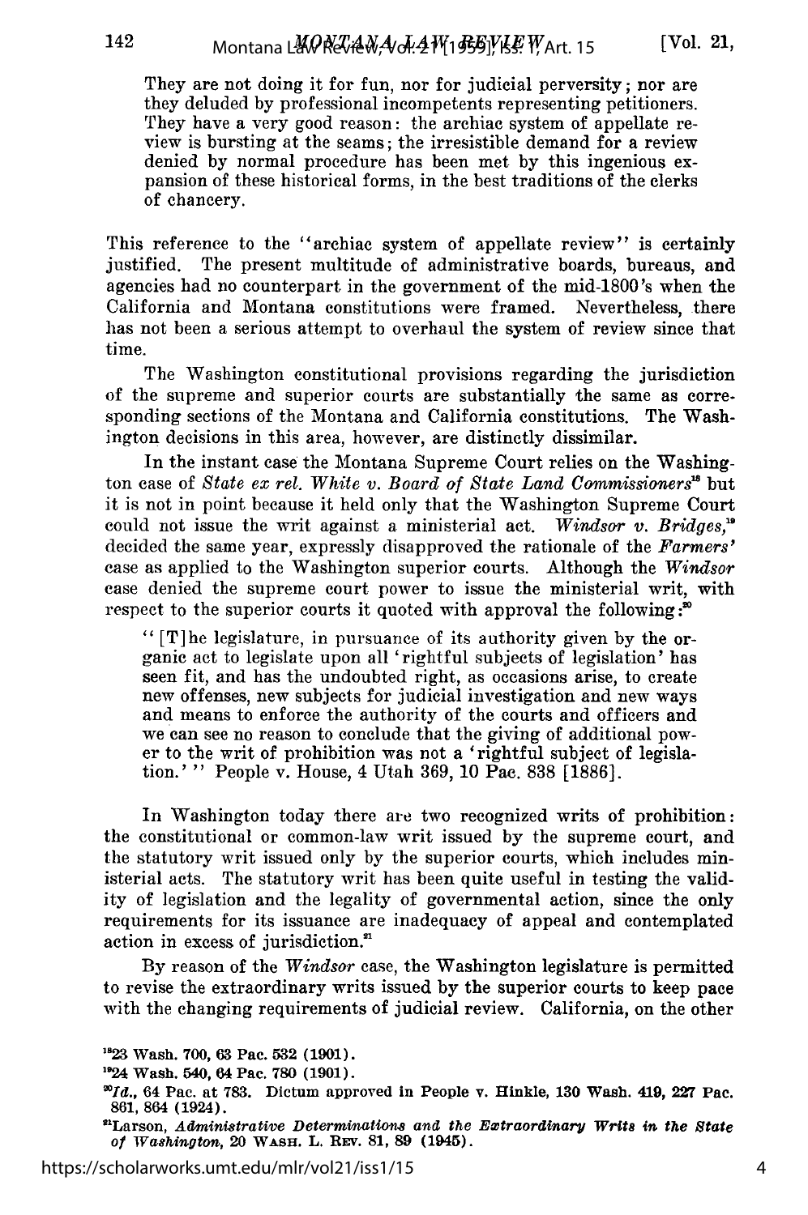They are not doing it for fun, nor for judicial perversity; nor are they deluded by professional incompetents representing petitioners. They have a very good reason: the archiac system of appellate review is bursting at the seams; the irresistible demand for a review denied by normal procedure has been met by this ingenious expansion of these historical forms, in the best traditions of the clerks of chancery.

This reference to the "archiac system of appellate review" is certainly justified. The present multitude of administrative boards, bureaus, and agencies had no counterpart in the government of the mid-1800's when the California and Montana constitutions were framed. Nevertheless, there has not been a serious attempt to overhaul the system of review since that time.

The Washington constitutional provisions regarding the jurisdiction of the supreme and superior courts are substantially the same as corresponding sections of the Montana and California constitutions. The Washington decisions in this area, however, are distinctly dissimilar.

In the instant case the Montana Supreme Court relies on the Washington case of *State ex rel. White v. Board of State Land Commissioners*[18] but it is not in point because it held only that the Washington Supreme Court could not issue the writ against a ministerial act. *Windsor v. Bridges,*[19] decided the same year, expressly disapproved the rationale of the *Farmers'* case as applied to the Washington superior courts. Although the *Windsor* case denied the supreme court power to issue the ministerial writ, with respect to the superior courts it quoted with approval the following:[20]

> "[T]he legislature, in pursuance of its authority given by the organic act to legislate upon all 'rightful subjects of legislation' has seen fit, and has the undoubted right, as occasions arise, to create new offenses, new subjects for judicial investigation and new ways and means to enforce the authority of the courts and officers and we can see no reason to conclude that the giving of additional power to the writ of prohibition was not a 'rightful subject of legislation.'" People v. House, 4 Utah 369, 10 Pac. 838 [1886].

In Washington today there are two recognized writs of prohibition: the constitutional or common-law writ issued by the supreme court, and the statutory writ issued only by the superior courts, which includes ministerial acts. The statutory writ has been quite useful in testing the validity of legislation and the legality of governmental action, since the only requirements for its issuance are inadequacy of appeal and contemplated action in excess of jurisdiction.[21]

By reason of the *Windsor* case, the Washington legislature is permitted to revise the extraordinary writs issued by the superior courts to keep pace with the changing requirements of judicial review. California, on the other

---

[18]23 Wash. 700, 63 Pac. 532 (1901).

[19]24 Wash. 540, 64 Pac. 780 (1901).

[20]*Id.*, 64 Pac. at 783. Dictum approved in People v. Hinkle, 130 Wash. 419, 227 Pac. 861, 864 (1924).

[21]Larson, *Administrative Determinations and the Extraordinary Writs in the State of Washington*, 20 WASH. L. REV. 81, 89 (1945).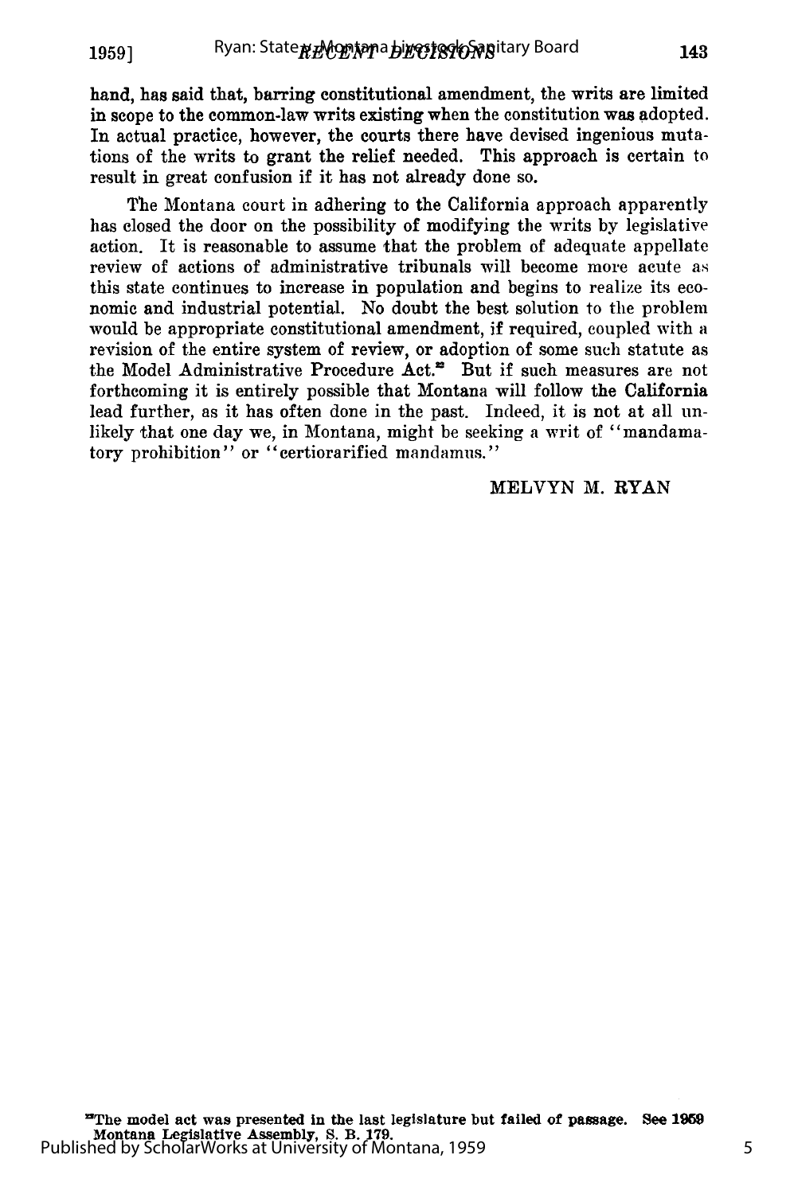hand, has said that, barring constitutional amendment, the writs are limited in scope to the common-law writs existing when the constitution was adopted. In actual practice, however, the courts there have devised ingenious mutations of the writs to grant the relief needed. This approach is certain to result in great confusion if it has not already done so.

The Montana court in adhering to the California approach apparently has closed the door on the possibility of modifying the writs by legislative action. It is reasonable to assume that the problem of adequate appellate review of actions of administrative tribunals will become more acute as this state continues to increase in population and begins to realize its economic and industrial potential. No doubt the best solution to the problem would be appropriate constitutional amendment, if required, coupled with a revision of the entire system of review, or adoption of some such statute as the Model Administrative Procedure Act.[22] But if such measures are not forthcoming it is entirely possible that Montana will follow the California lead further, as it has often done in the past. Indeed, it is not at all unlikely that one day we, in Montana, might be seeking a writ of "mandamatory prohibition" or "certiorarified mandamus."

MELVYN M. RYAN

[22]The model act was presented in the last legislature but failed of passage. See 1959 Montana Legislative Assembly, S. B. 179.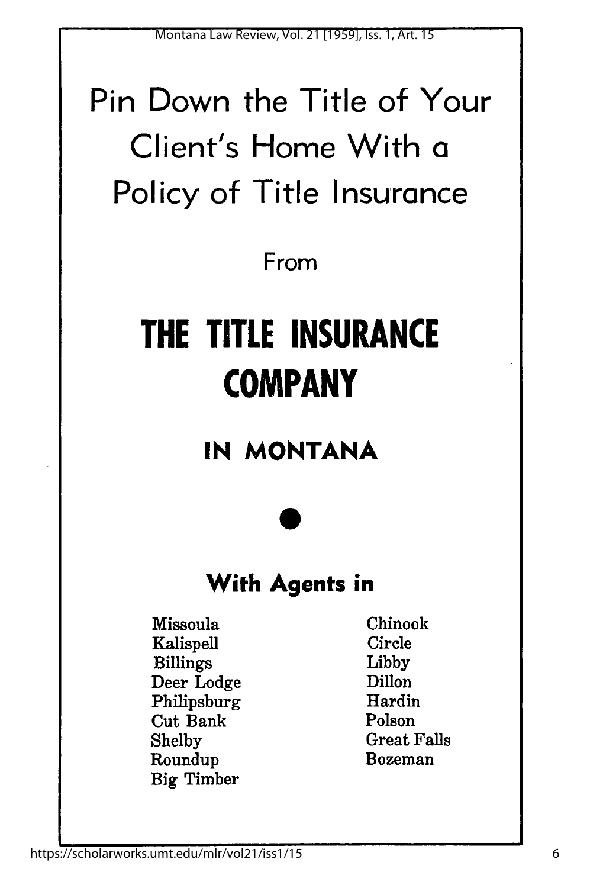# Pin Down the Title of Your Client's Home With a Policy of Title Insurance

From

# THE TITLE INSURANCE COMPANY

## IN MONTANA

●

### With Agents in

Missoula
Kalispell
Billings
Deer Lodge
Philipsburg
Cut Bank
Shelby
Roundup
Big Timber
Chinook
Circle
Libby
Dillon
Hardin
Polson
Great Falls
Bozeman